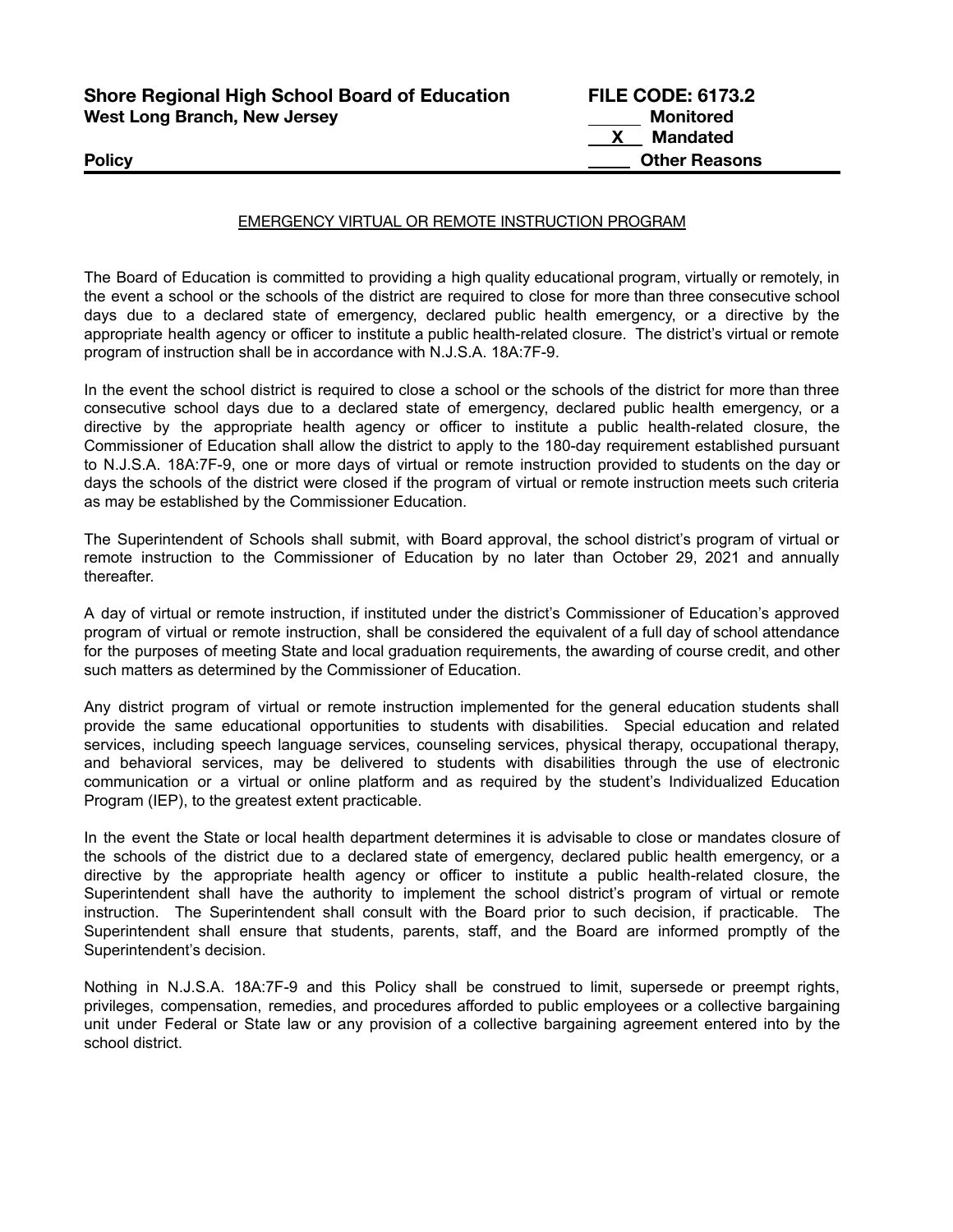**Shore Regional High School Board of Education**
**West Long Branch, New Jersey**

**Policy**

**FILE CODE: 6173.2**
**______ Monitored**
**__X__ Mandated**
**_____ Other Reasons**

EMERGENCY VIRTUAL OR REMOTE INSTRUCTION PROGRAM

The Board of Education is committed to providing a high quality educational program, virtually or remotely, in the event a school or the schools of the district are required to close for more than three consecutive school days due to a declared state of emergency, declared public health emergency, or a directive by the appropriate health agency or officer to institute a public health-related closure. The district's virtual or remote program of instruction shall be in accordance with N.J.S.A. 18A:7F-9.

In the event the school district is required to close a school or the schools of the district for more than three consecutive school days due to a declared state of emergency, declared public health emergency, or a directive by the appropriate health agency or officer to institute a public health-related closure, the Commissioner of Education shall allow the district to apply to the 180-day requirement established pursuant to N.J.S.A. 18A:7F-9, one or more days of virtual or remote instruction provided to students on the day or days the schools of the district were closed if the program of virtual or remote instruction meets such criteria as may be established by the Commissioner Education.

The Superintendent of Schools shall submit, with Board approval, the school district's program of virtual or remote instruction to the Commissioner of Education by no later than October 29, 2021 and annually thereafter.

A day of virtual or remote instruction, if instituted under the district's Commissioner of Education's approved program of virtual or remote instruction, shall be considered the equivalent of a full day of school attendance for the purposes of meeting State and local graduation requirements, the awarding of course credit, and other such matters as determined by the Commissioner of Education.

Any district program of virtual or remote instruction implemented for the general education students shall provide the same educational opportunities to students with disabilities. Special education and related services, including speech language services, counseling services, physical therapy, occupational therapy, and behavioral services, may be delivered to students with disabilities through the use of electronic communication or a virtual or online platform and as required by the student's Individualized Education Program (IEP), to the greatest extent practicable.

In the event the State or local health department determines it is advisable to close or mandates closure of the schools of the district due to a declared state of emergency, declared public health emergency, or a directive by the appropriate health agency or officer to institute a public health-related closure, the Superintendent shall have the authority to implement the school district's program of virtual or remote instruction. The Superintendent shall consult with the Board prior to such decision, if practicable. The Superintendent shall ensure that students, parents, staff, and the Board are informed promptly of the Superintendent's decision.

Nothing in N.J.S.A. 18A:7F-9 and this Policy shall be construed to limit, supersede or preempt rights, privileges, compensation, remedies, and procedures afforded to public employees or a collective bargaining unit under Federal or State law or any provision of a collective bargaining agreement entered into by the school district.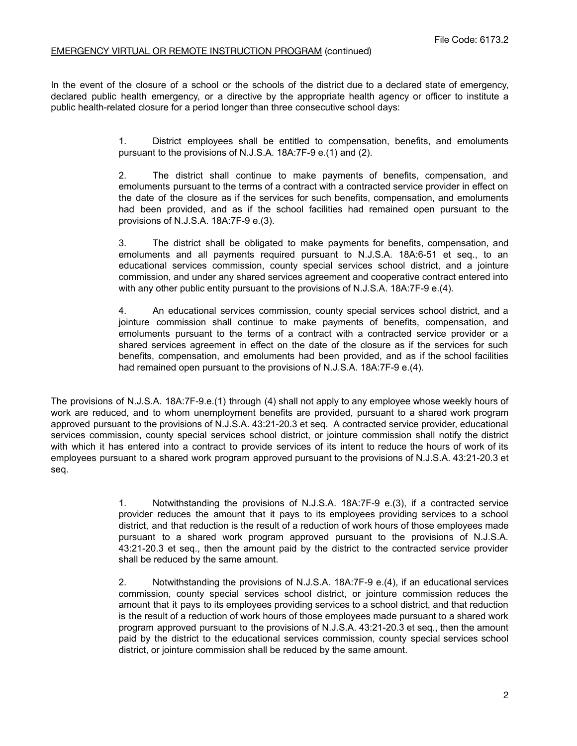In the event of the closure of a school or the schools of the district due to a declared state of emergency, declared public health emergency, or a directive by the appropriate health agency or officer to institute a public health-related closure for a period longer than three consecutive school days:

1. District employees shall be entitled to compensation, benefits, and emoluments pursuant to the provisions of N.J.S.A. 18A:7F-9 e.(1) and (2).

2. The district shall continue to make payments of benefits, compensation, and emoluments pursuant to the terms of a contract with a contracted service provider in effect on the date of the closure as if the services for such benefits, compensation, and emoluments had been provided, and as if the school facilities had remained open pursuant to the provisions of N.J.S.A. 18A:7F-9 e.(3).

3. The district shall be obligated to make payments for benefits, compensation, and emoluments and all payments required pursuant to N.J.S.A. 18A:6-51 et seq., to an educational services commission, county special services school district, and a jointure commission, and under any shared services agreement and cooperative contract entered into with any other public entity pursuant to the provisions of N.J.S.A. 18A:7F-9 e.(4).

4. An educational services commission, county special services school district, and a jointure commission shall continue to make payments of benefits, compensation, and emoluments pursuant to the terms of a contract with a contracted service provider or a shared services agreement in effect on the date of the closure as if the services for such benefits, compensation, and emoluments had been provided, and as if the school facilities had remained open pursuant to the provisions of N.J.S.A. 18A:7F-9 e.(4).

The provisions of N.J.S.A. 18A:7F-9.e.(1) through (4) shall not apply to any employee whose weekly hours of work are reduced, and to whom unemployment benefits are provided, pursuant to a shared work program approved pursuant to the provisions of N.J.S.A. 43:21-20.3 et seq. A contracted service provider, educational services commission, county special services school district, or jointure commission shall notify the district with which it has entered into a contract to provide services of its intent to reduce the hours of work of its employees pursuant to a shared work program approved pursuant to the provisions of N.J.S.A. 43:21-20.3 et seq.

1. Notwithstanding the provisions of N.J.S.A. 18A:7F-9 e.(3), if a contracted service provider reduces the amount that it pays to its employees providing services to a school district, and that reduction is the result of a reduction of work hours of those employees made pursuant to a shared work program approved pursuant to the provisions of N.J.S.A. 43:21-20.3 et seq., then the amount paid by the district to the contracted service provider shall be reduced by the same amount.

2. Notwithstanding the provisions of N.J.S.A. 18A:7F-9 e.(4), if an educational services commission, county special services school district, or jointure commission reduces the amount that it pays to its employees providing services to a school district, and that reduction is the result of a reduction of work hours of those employees made pursuant to a shared work program approved pursuant to the provisions of N.J.S.A. 43:21-20.3 et seq., then the amount paid by the district to the educational services commission, county special services school district, or jointure commission shall be reduced by the same amount.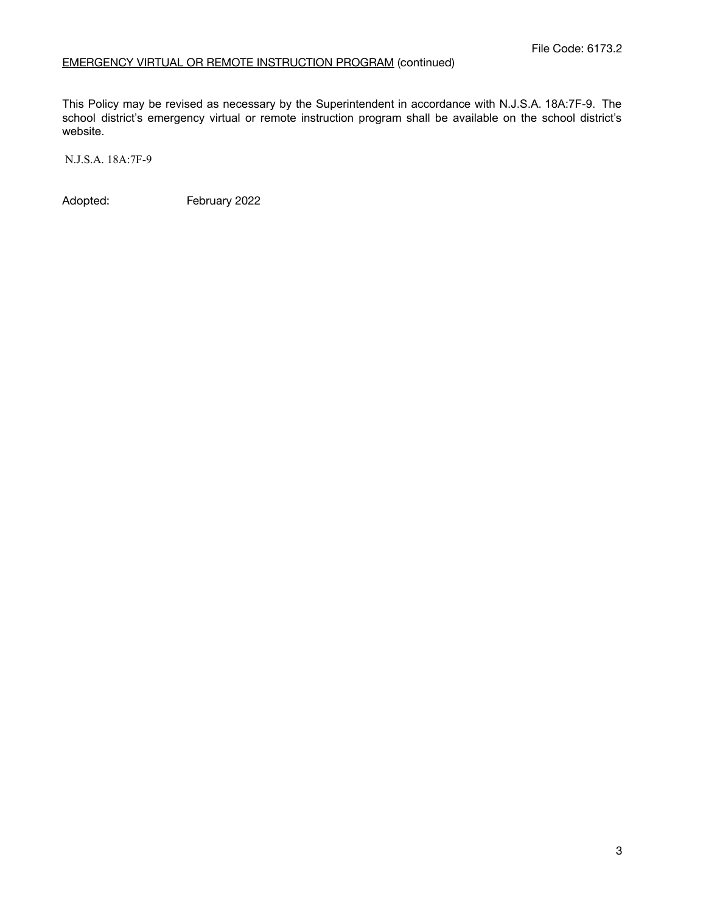This Policy may be revised as necessary by the Superintendent in accordance with N.J.S.A. 18A:7F-9. The school district's emergency virtual or remote instruction program shall be available on the school district's website.

N.J.S.A. 18A:7F-9

Adopted: February 2022